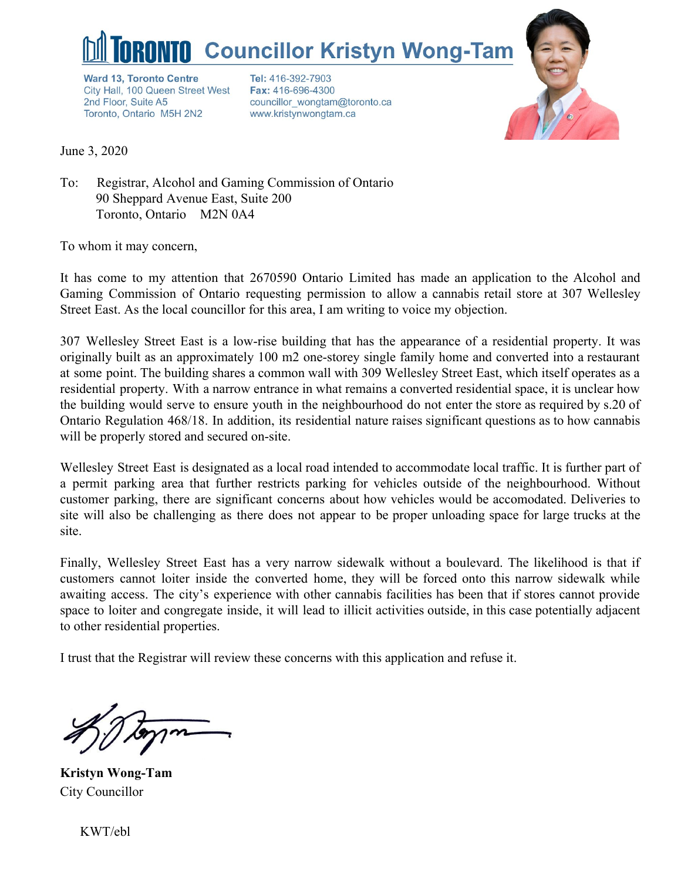# TORONTO Councillor Kristyn Wong-Tam

**Ward 13, Toronto Centre**
City Hall, 100 Queen Street West
2nd Floor, Suite A5
Toronto, Ontario M5H 2N2

**Tel:** 416-392-7903
**Fax:** 416-696-4300
councillor_wongtam@toronto.ca
www.kristynwongtam.ca

June 3, 2020

To: Registrar, Alcohol and Gaming Commission of Ontario
90 Sheppard Avenue East, Suite 200
Toronto, Ontario M2N 0A4

To whom it may concern,

It has come to my attention that 2670590 Ontario Limited has made an application to the Alcohol and Gaming Commission of Ontario requesting permission to allow a cannabis retail store at 307 Wellesley Street East. As the local councillor for this area, I am writing to voice my objection.

307 Wellesley Street East is a low-rise building that has the appearance of a residential property. It was originally built as an approximately 100 m2 one-storey single family home and converted into a restaurant at some point. The building shares a common wall with 309 Wellesley Street East, which itself operates as a residential property. With a narrow entrance in what remains a converted residential space, it is unclear how the building would serve to ensure youth in the neighbourhood do not enter the store as required by s.20 of Ontario Regulation 468/18. In addition, its residential nature raises significant questions as to how cannabis will be properly stored and secured on-site.

Wellesley Street East is designated as a local road intended to accommodate local traffic. It is further part of a permit parking area that further restricts parking for vehicles outside of the neighbourhood. Without customer parking, there are significant concerns about how vehicles would be accomodated. Deliveries to site will also be challenging as there does not appear to be proper unloading space for large trucks at the site.

Finally, Wellesley Street East has a very narrow sidewalk without a boulevard. The likelihood is that if customers cannot loiter inside the converted home, they will be forced onto this narrow sidewalk while awaiting access. The city's experience with other cannabis facilities has been that if stores cannot provide space to loiter and congregate inside, it will lead to illicit activities outside, in this case potentially adjacent to other residential properties.

I trust that the Registrar will review these concerns with this application and refuse it.

**Kristyn Wong-Tam**
City Councillor

KWT/ebl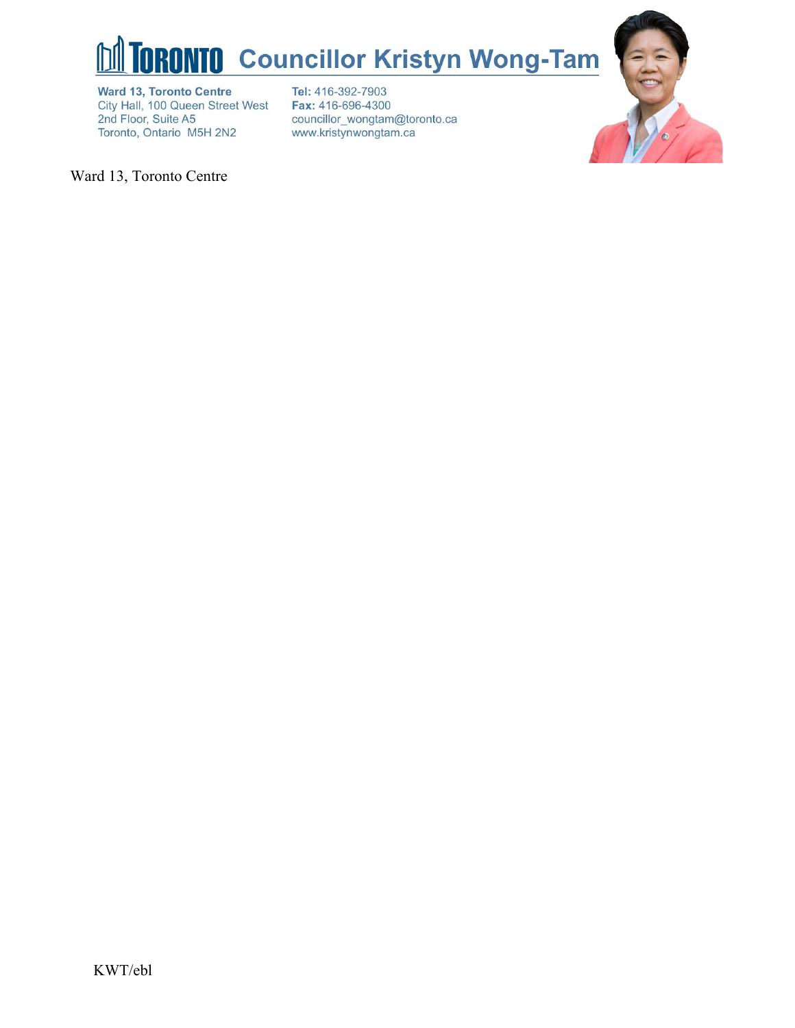# Councillor Kristyn Wong-Tam

**Ward 13, Toronto Centre**
City Hall, 100 Queen Street West
2nd Floor, Suite A5
Toronto, Ontario M5H 2N2

**Tel:** 416-392-7903
**Fax:** 416-696-4300
councillor_wongtam@toronto.ca
www.kristynwongtam.ca

Ward 13, Toronto Centre

KWT/ebl